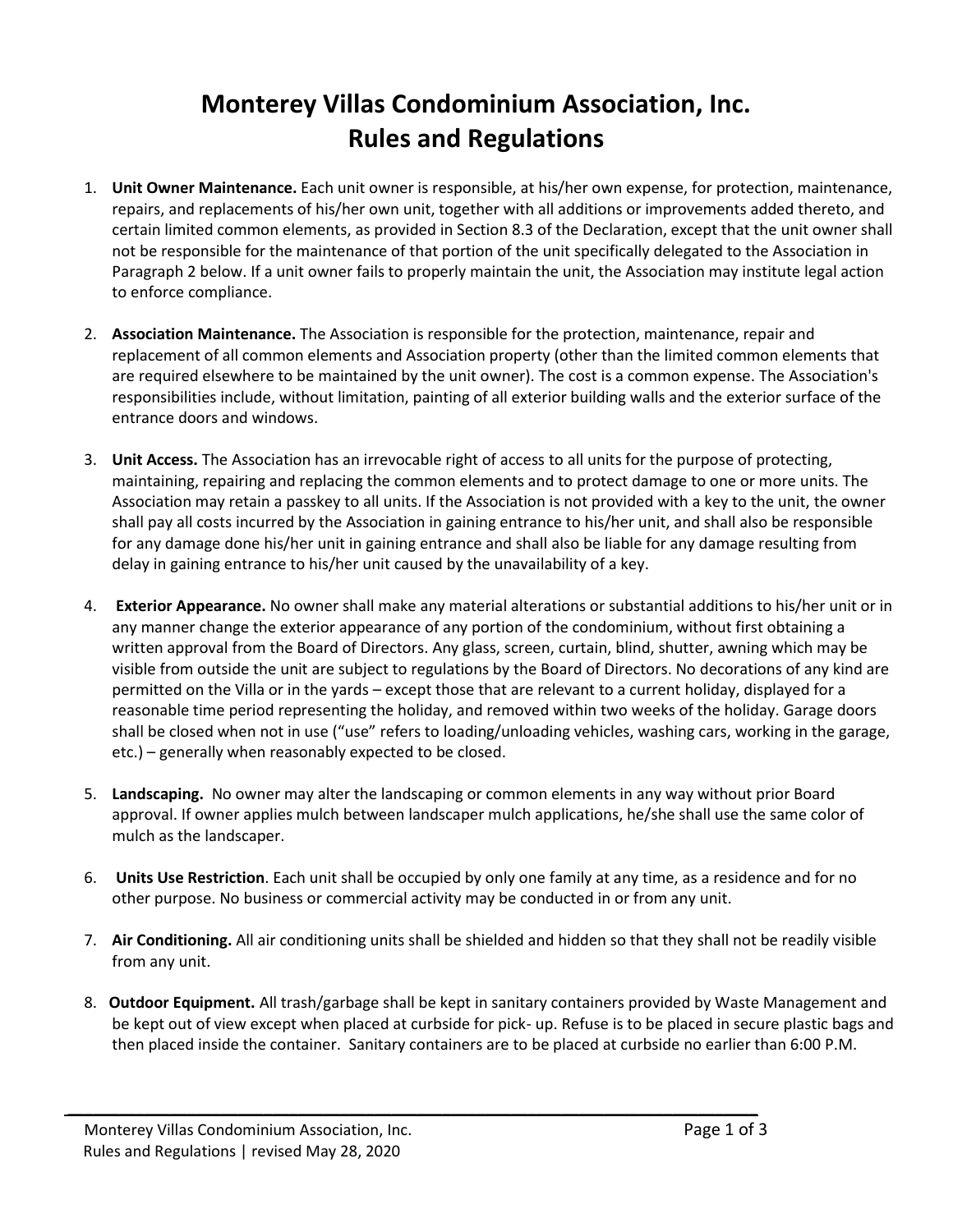# Monterey Villas Condominium Association, Inc.
# Rules and Regulations

1. **Unit Owner Maintenance.** Each unit owner is responsible, at his/her own expense, for protection, maintenance, repairs, and replacements of his/her own unit, together with all additions or improvements added thereto, and certain limited common elements, as provided in Section 8.3 of the Declaration, except that the unit owner shall not be responsible for the maintenance of that portion of the unit specifically delegated to the Association in Paragraph 2 below. If a unit owner fails to properly maintain the unit, the Association may institute legal action to enforce compliance.

2. **Association Maintenance.** The Association is responsible for the protection, maintenance, repair and replacement of all common elements and Association property (other than the limited common elements that are required elsewhere to be maintained by the unit owner). The cost is a common expense. The Association's responsibilities include, without limitation, painting of all exterior building walls and the exterior surface of the entrance doors and windows.

3. **Unit Access.** The Association has an irrevocable right of access to all units for the purpose of protecting, maintaining, repairing and replacing the common elements and to protect damage to one or more units. The Association may retain a passkey to all units. If the Association is not provided with a key to the unit, the owner shall pay all costs incurred by the Association in gaining entrance to his/her unit, and shall also be responsible for any damage done his/her unit in gaining entrance and shall also be liable for any damage resulting from delay in gaining entrance to his/her unit caused by the unavailability of a key.

4. **Exterior Appearance.** No owner shall make any material alterations or substantial additions to his/her unit or in any manner change the exterior appearance of any portion of the condominium, without first obtaining a written approval from the Board of Directors. Any glass, screen, curtain, blind, shutter, awning which may be visible from outside the unit are subject to regulations by the Board of Directors. No decorations of any kind are permitted on the Villa or in the yards – except those that are relevant to a current holiday, displayed for a reasonable time period representing the holiday, and removed within two weeks of the holiday. Garage doors shall be closed when not in use ("use" refers to loading/unloading vehicles, washing cars, working in the garage, etc.) – generally when reasonably expected to be closed.

5. **Landscaping.** No owner may alter the landscaping or common elements in any way without prior Board approval. If owner applies mulch between landscaper mulch applications, he/she shall use the same color of mulch as the landscaper.

6. **Units Use Restriction**. Each unit shall be occupied by only one family at any time, as a residence and for no other purpose. No business or commercial activity may be conducted in or from any unit.

7. **Air Conditioning.** All air conditioning units shall be shielded and hidden so that they shall not be readily visible from any unit.

8. **Outdoor Equipment.** All trash/garbage shall be kept in sanitary containers provided by Waste Management and be kept out of view except when placed at curbside for pick- up. Refuse is to be placed in secure plastic bags and then placed inside the container. Sanitary containers are to be placed at curbside no earlier than 6:00 P.M.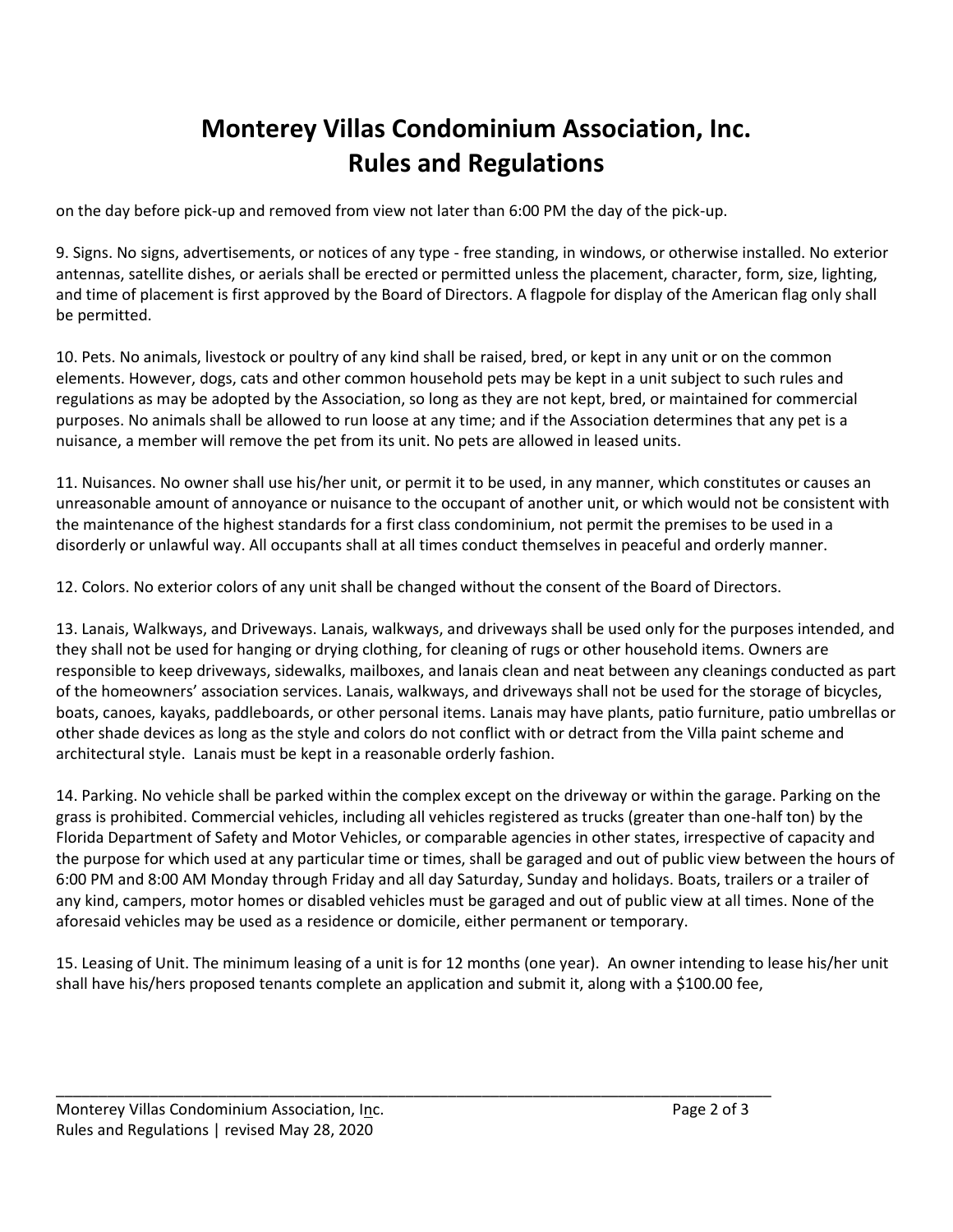# Monterey Villas Condominium Association, Inc.
# Rules and Regulations

on the day before pick-up and removed from view not later than 6:00 PM the day of the pick-up.

9. Signs. No signs, advertisements, or notices of any type - free standing, in windows, or otherwise installed. No exterior antennas, satellite dishes, or aerials shall be erected or permitted unless the placement, character, form, size, lighting, and time of placement is first approved by the Board of Directors. A flagpole for display of the American flag only shall be permitted.

10. Pets. No animals, livestock or poultry of any kind shall be raised, bred, or kept in any unit or on the common elements. However, dogs, cats and other common household pets may be kept in a unit subject to such rules and regulations as may be adopted by the Association, so long as they are not kept, bred, or maintained for commercial purposes. No animals shall be allowed to run loose at any time; and if the Association determines that any pet is a nuisance, a member will remove the pet from its unit. No pets are allowed in leased units.

11. Nuisances. No owner shall use his/her unit, or permit it to be used, in any manner, which constitutes or causes an unreasonable amount of annoyance or nuisance to the occupant of another unit, or which would not be consistent with the maintenance of the highest standards for a first class condominium, not permit the premises to be used in a disorderly or unlawful way. All occupants shall at all times conduct themselves in peaceful and orderly manner.

12. Colors. No exterior colors of any unit shall be changed without the consent of the Board of Directors.

13. Lanais, Walkways, and Driveways. Lanais, walkways, and driveways shall be used only for the purposes intended, and they shall not be used for hanging or drying clothing, for cleaning of rugs or other household items. Owners are responsible to keep driveways, sidewalks, mailboxes, and lanais clean and neat between any cleanings conducted as part of the homeowners' association services. Lanais, walkways, and driveways shall not be used for the storage of bicycles, boats, canoes, kayaks, paddleboards, or other personal items. Lanais may have plants, patio furniture, patio umbrellas or other shade devices as long as the style and colors do not conflict with or detract from the Villa paint scheme and architectural style. Lanais must be kept in a reasonable orderly fashion.

14. Parking. No vehicle shall be parked within the complex except on the driveway or within the garage. Parking on the grass is prohibited. Commercial vehicles, including all vehicles registered as trucks (greater than one-half ton) by the Florida Department of Safety and Motor Vehicles, or comparable agencies in other states, irrespective of capacity and the purpose for which used at any particular time or times, shall be garaged and out of public view between the hours of 6:00 PM and 8:00 AM Monday through Friday and all day Saturday, Sunday and holidays. Boats, trailers or a trailer of any kind, campers, motor homes or disabled vehicles must be garaged and out of public view at all times. None of the aforesaid vehicles may be used as a residence or domicile, either permanent or temporary.

15. Leasing of Unit. The minimum leasing of a unit is for 12 months (one year). An owner intending to lease his/her unit shall have his/hers proposed tenants complete an application and submit it, along with a $100.00 fee,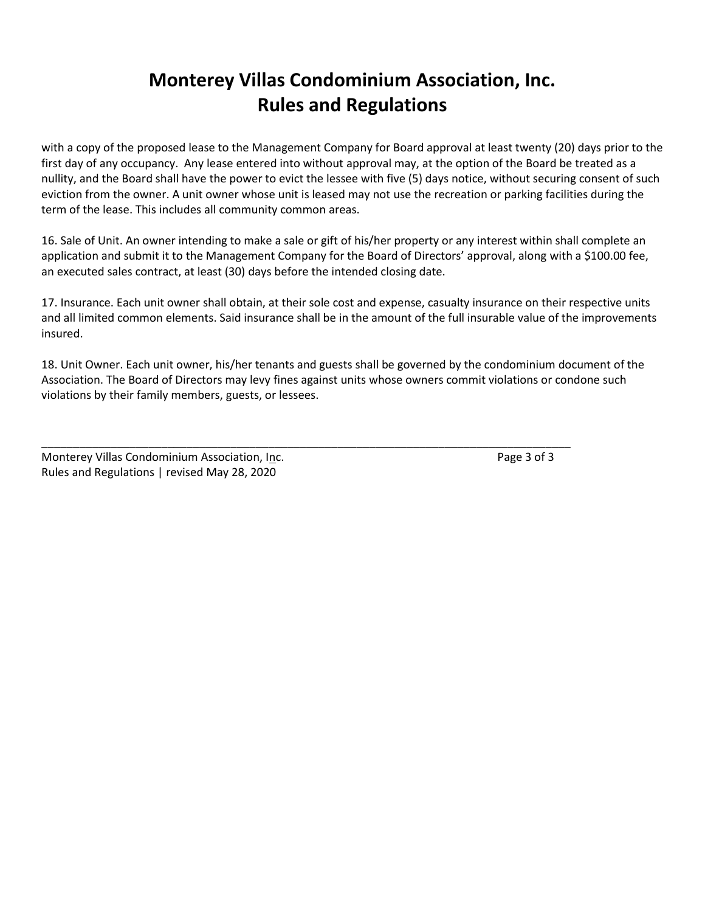# Monterey Villas Condominium Association, Inc.
# Rules and Regulations

with a copy of the proposed lease to the Management Company for Board approval at least twenty (20) days prior to the first day of any occupancy. Any lease entered into without approval may, at the option of the Board be treated as a nullity, and the Board shall have the power to evict the lessee with five (5) days notice, without securing consent of such eviction from the owner. A unit owner whose unit is leased may not use the recreation or parking facilities during the term of the lease. This includes all community common areas.

16. Sale of Unit. An owner intending to make a sale or gift of his/her property or any interest within shall complete an application and submit it to the Management Company for the Board of Directors' approval, along with a $100.00 fee, an executed sales contract, at least (30) days before the intended closing date.

17. Insurance. Each unit owner shall obtain, at their sole cost and expense, casualty insurance on their respective units and all limited common elements. Said insurance shall be in the amount of the full insurable value of the improvements insured.

18. Unit Owner. Each unit owner, his/her tenants and guests shall be governed by the condominium document of the Association. The Board of Directors may levy fines against units whose owners commit violations or condone such violations by their family members, guests, or lessees.